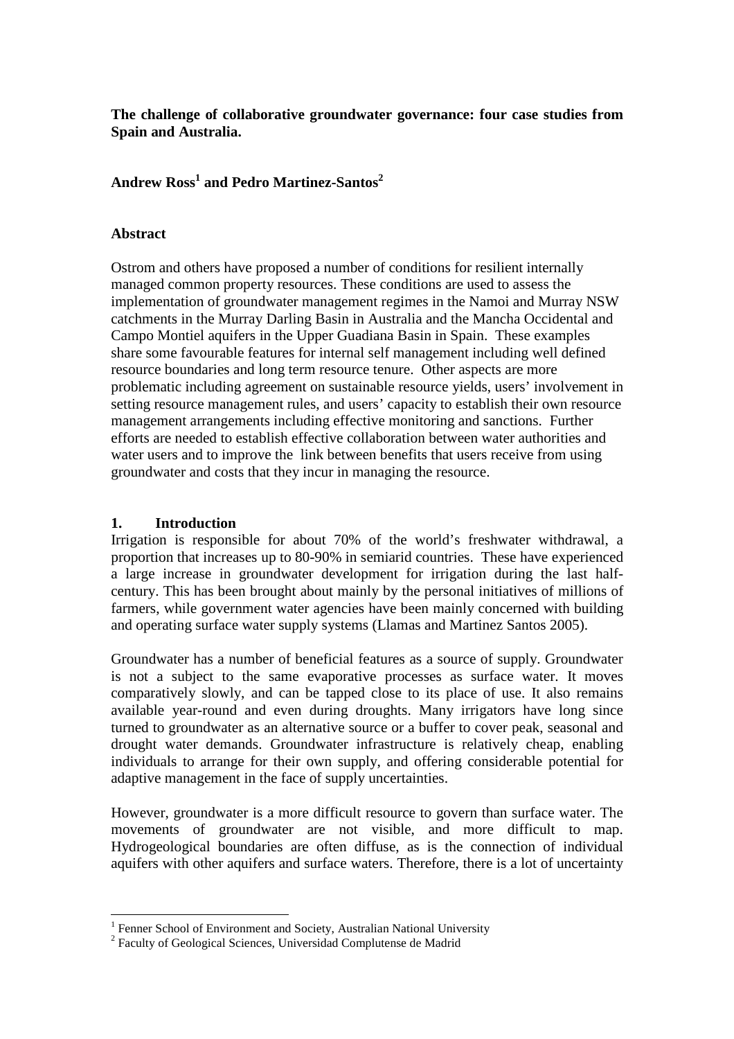**The challenge of collaborative groundwater governance: four case studies from Spain and Australia.**

**Andrew Ross[1] and Pedro Martinez-Santos[2]**

**Abstract**

Ostrom and others have proposed a number of conditions for resilient internally managed common property resources. These conditions are used to assess the implementation of groundwater management regimes in the Namoi and Murray NSW catchments in the Murray Darling Basin in Australia and the Mancha Occidental and Campo Montiel aquifers in the Upper Guadiana Basin in Spain. These examples share some favourable features for internal self management including well defined resource boundaries and long term resource tenure. Other aspects are more problematic including agreement on sustainable resource yields, users' involvement in setting resource management rules, and users' capacity to establish their own resource management arrangements including effective monitoring and sanctions. Further efforts are needed to establish effective collaboration between water authorities and water users and to improve the link between benefits that users receive from using groundwater and costs that they incur in managing the resource.

## 1. Introduction

Irrigation is responsible for about 70% of the world's freshwater withdrawal, a proportion that increases up to 80-90% in semiarid countries. These have experienced a large increase in groundwater development for irrigation during the last half-century. This has been brought about mainly by the personal initiatives of millions of farmers, while government water agencies have been mainly concerned with building and operating surface water supply systems (Llamas and Martinez Santos 2005).

Groundwater has a number of beneficial features as a source of supply. Groundwater is not a subject to the same evaporative processes as surface water. It moves comparatively slowly, and can be tapped close to its place of use. It also remains available year-round and even during droughts. Many irrigators have long since turned to groundwater as an alternative source or a buffer to cover peak, seasonal and drought water demands. Groundwater infrastructure is relatively cheap, enabling individuals to arrange for their own supply, and offering considerable potential for adaptive management in the face of supply uncertainties.

However, groundwater is a more difficult resource to govern than surface water. The movements of groundwater are not visible, and more difficult to map. Hydrogeological boundaries are often diffuse, as is the connection of individual aquifers with other aquifers and surface waters. Therefore, there is a lot of uncertainty

---

[1] Fenner School of Environment and Society, Australian National University

[2] Faculty of Geological Sciences, Universidad Complutense de Madrid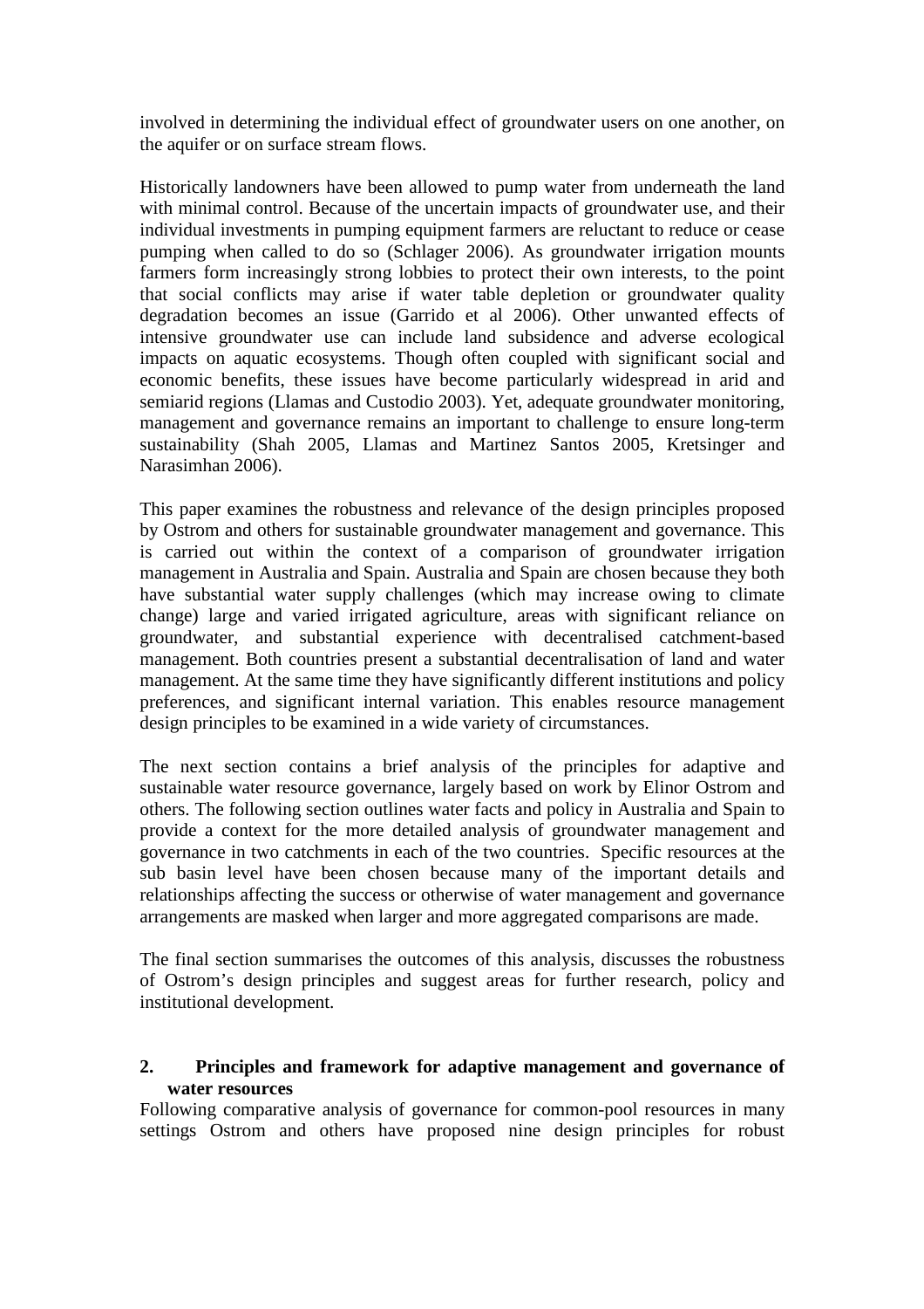involved in determining the individual effect of groundwater users on one another, on the aquifer or on surface stream flows.

Historically landowners have been allowed to pump water from underneath the land with minimal control. Because of the uncertain impacts of groundwater use, and their individual investments in pumping equipment farmers are reluctant to reduce or cease pumping when called to do so (Schlager 2006). As groundwater irrigation mounts farmers form increasingly strong lobbies to protect their own interests, to the point that social conflicts may arise if water table depletion or groundwater quality degradation becomes an issue (Garrido et al 2006). Other unwanted effects of intensive groundwater use can include land subsidence and adverse ecological impacts on aquatic ecosystems. Though often coupled with significant social and economic benefits, these issues have become particularly widespread in arid and semiarid regions (Llamas and Custodio 2003). Yet, adequate groundwater monitoring, management and governance remains an important to challenge to ensure long-term sustainability (Shah 2005, Llamas and Martinez Santos 2005, Kretsinger and Narasimhan 2006).

This paper examines the robustness and relevance of the design principles proposed by Ostrom and others for sustainable groundwater management and governance. This is carried out within the context of a comparison of groundwater irrigation management in Australia and Spain. Australia and Spain are chosen because they both have substantial water supply challenges (which may increase owing to climate change) large and varied irrigated agriculture, areas with significant reliance on groundwater, and substantial experience with decentralised catchment-based management. Both countries present a substantial decentralisation of land and water management. At the same time they have significantly different institutions and policy preferences, and significant internal variation. This enables resource management design principles to be examined in a wide variety of circumstances.

The next section contains a brief analysis of the principles for adaptive and sustainable water resource governance, largely based on work by Elinor Ostrom and others. The following section outlines water facts and policy in Australia and Spain to provide a context for the more detailed analysis of groundwater management and governance in two catchments in each of the two countries. Specific resources at the sub basin level have been chosen because many of the important details and relationships affecting the success or otherwise of water management and governance arrangements are masked when larger and more aggregated comparisons are made.

The final section summarises the outcomes of this analysis, discusses the robustness of Ostrom's design principles and suggest areas for further research, policy and institutional development.

## 2. Principles and framework for adaptive management and governance of water resources

Following comparative analysis of governance for common-pool resources in many settings Ostrom and others have proposed nine design principles for robust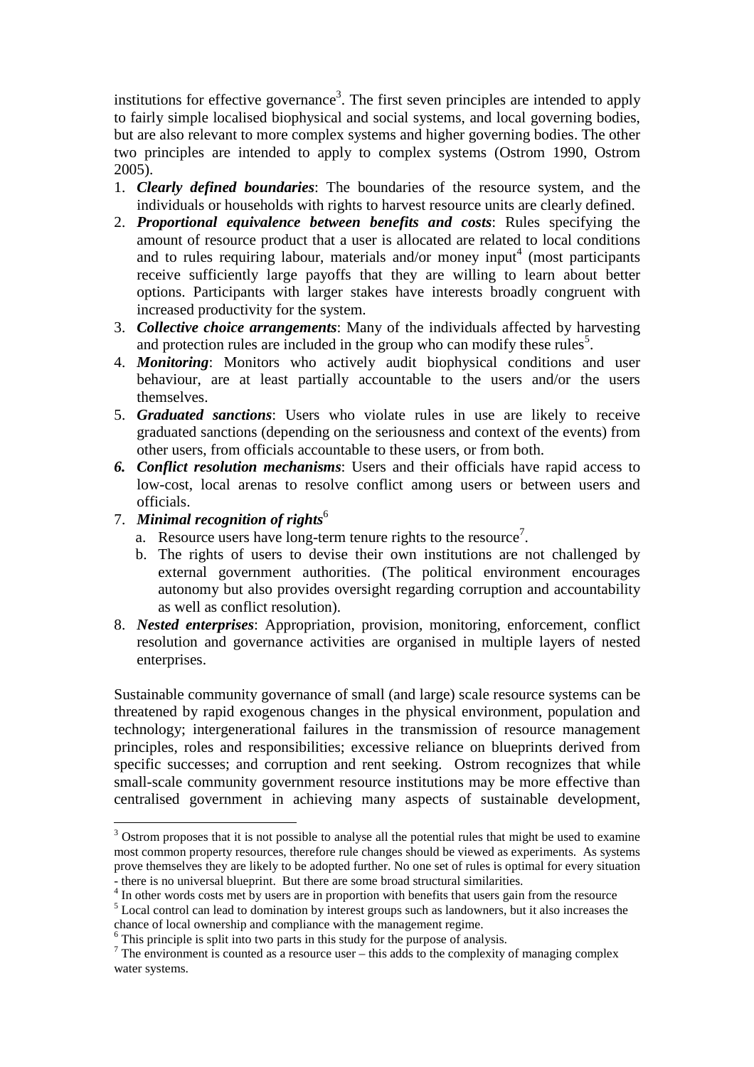institutions for effective governance[3]. The first seven principles are intended to apply to fairly simple localised biophysical and social systems, and local governing bodies, but are also relevant to more complex systems and higher governing bodies. The other two principles are intended to apply to complex systems (Ostrom 1990, Ostrom 2005).

1. ***Clearly defined boundaries***: The boundaries of the resource system, and the individuals or households with rights to harvest resource units are clearly defined.
2. ***Proportional equivalence between benefits and costs***: Rules specifying the amount of resource product that a user is allocated are related to local conditions and to rules requiring labour, materials and/or money input[4] (most participants receive sufficiently large payoffs that they are willing to learn about better options. Participants with larger stakes have interests broadly congruent with increased productivity for the system.
3. ***Collective choice arrangements***: Many of the individuals affected by harvesting and protection rules are included in the group who can modify these rules[5].
4. ***Monitoring***: Monitors who actively audit biophysical conditions and user behaviour, are at least partially accountable to the users and/or the users themselves.
5. ***Graduated sanctions***: Users who violate rules in use are likely to receive graduated sanctions (depending on the seriousness and context of the events) from other users, from officials accountable to these users, or from both.
6. ***Conflict resolution mechanisms***: Users and their officials have rapid access to low-cost, local arenas to resolve conflict among users or between users and officials.
7. ***Minimal recognition of rights***[6]
   a. Resource users have long-term tenure rights to the resource[7].
   b. The rights of users to devise their own institutions are not challenged by external government authorities. (The political environment encourages autonomy but also provides oversight regarding corruption and accountability as well as conflict resolution).
8. ***Nested enterprises***: Appropriation, provision, monitoring, enforcement, conflict resolution and governance activities are organised in multiple layers of nested enterprises.

Sustainable community governance of small (and large) scale resource systems can be threatened by rapid exogenous changes in the physical environment, population and technology; intergenerational failures in the transmission of resource management principles, roles and responsibilities; excessive reliance on blueprints derived from specific successes; and corruption and rent seeking. Ostrom recognizes that while small-scale community government resource institutions may be more effective than centralised government in achieving many aspects of sustainable development,

---

[3] Ostrom proposes that it is not possible to analyse all the potential rules that might be used to examine most common property resources, therefore rule changes should be viewed as experiments. As systems prove themselves they are likely to be adopted further. No one set of rules is optimal for every situation - there is no universal blueprint. But there are some broad structural similarities.

[4] In other words costs met by users are in proportion with benefits that users gain from the resource

[5] Local control can lead to domination by interest groups such as landowners, but it also increases the chance of local ownership and compliance with the management regime.

[6] This principle is split into two parts in this study for the purpose of analysis.

[7] The environment is counted as a resource user – this adds to the complexity of managing complex water systems.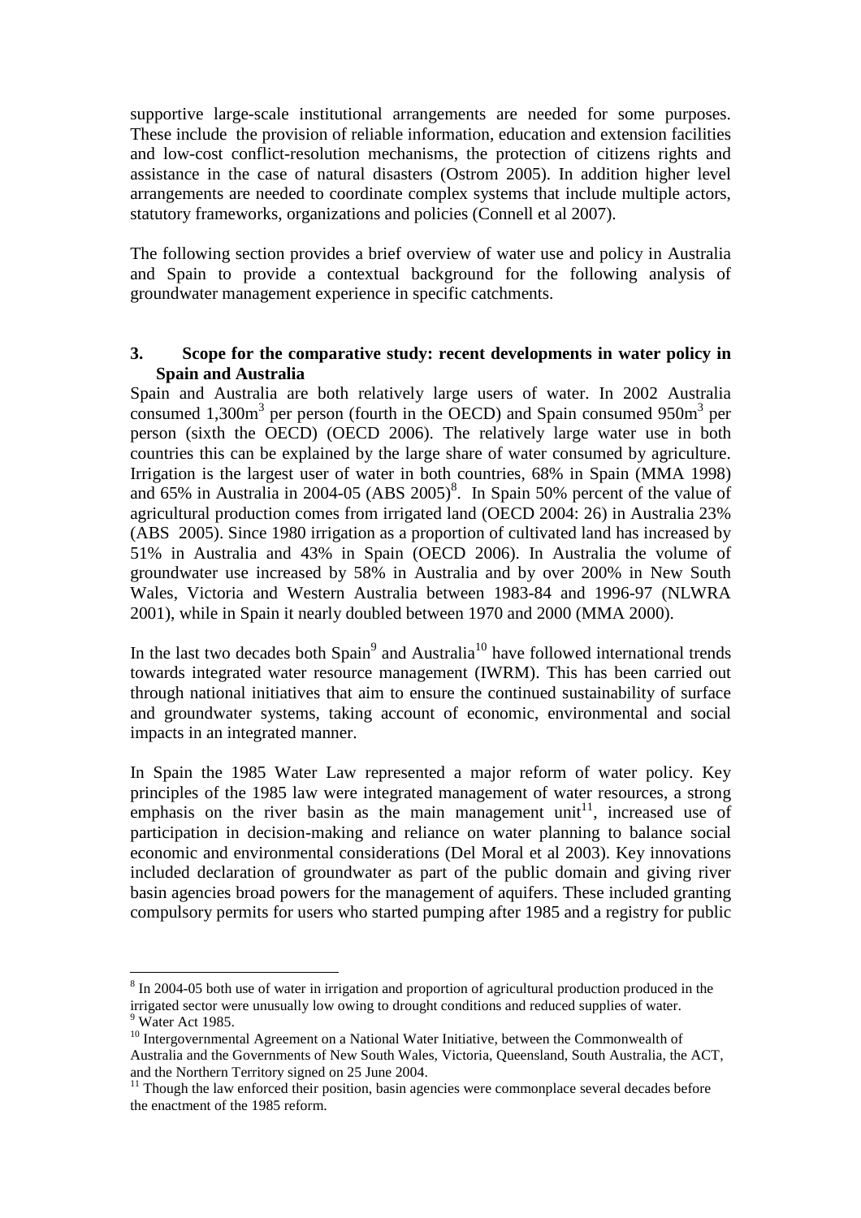supportive large-scale institutional arrangements are needed for some purposes. These include the provision of reliable information, education and extension facilities and low-cost conflict-resolution mechanisms, the protection of citizens rights and assistance in the case of natural disasters (Ostrom 2005). In addition higher level arrangements are needed to coordinate complex systems that include multiple actors, statutory frameworks, organizations and policies (Connell et al 2007).

The following section provides a brief overview of water use and policy in Australia and Spain to provide a contextual background for the following analysis of groundwater management experience in specific catchments.

## 3. Scope for the comparative study: recent developments in water policy in Spain and Australia

Spain and Australia are both relatively large users of water. In 2002 Australia consumed 1,300m$^3$ per person (fourth in the OECD) and Spain consumed 950m$^3$ per person (sixth the OECD) (OECD 2006). The relatively large water use in both countries this can be explained by the large share of water consumed by agriculture. Irrigation is the largest user of water in both countries, 68% in Spain (MMA 1998) and 65% in Australia in 2004-05 (ABS 2005)[8]. In Spain 50% percent of the value of agricultural production comes from irrigated land (OECD 2004: 26) in Australia 23% (ABS 2005). Since 1980 irrigation as a proportion of cultivated land has increased by 51% in Australia and 43% in Spain (OECD 2006). In Australia the volume of groundwater use increased by 58% in Australia and by over 200% in New South Wales, Victoria and Western Australia between 1983-84 and 1996-97 (NLWRA 2001), while in Spain it nearly doubled between 1970 and 2000 (MMA 2000).

In the last two decades both Spain[9] and Australia[10] have followed international trends towards integrated water resource management (IWRM). This has been carried out through national initiatives that aim to ensure the continued sustainability of surface and groundwater systems, taking account of economic, environmental and social impacts in an integrated manner.

In Spain the 1985 Water Law represented a major reform of water policy. Key principles of the 1985 law were integrated management of water resources, a strong emphasis on the river basin as the main management unit[11], increased use of participation in decision-making and reliance on water planning to balance social economic and environmental considerations (Del Moral et al 2003). Key innovations included declaration of groundwater as part of the public domain and giving river basin agencies broad powers for the management of aquifers. These included granting compulsory permits for users who started pumping after 1985 and a registry for public

---

[8] In 2004-05 both use of water in irrigation and proportion of agricultural production produced in the irrigated sector were unusually low owing to drought conditions and reduced supplies of water.

[9] Water Act 1985.

[10] Intergovernmental Agreement on a National Water Initiative, between the Commonwealth of Australia and the Governments of New South Wales, Victoria, Queensland, South Australia, the ACT, and the Northern Territory signed on 25 June 2004.

[11] Though the law enforced their position, basin agencies were commonplace several decades before the enactment of the 1985 reform.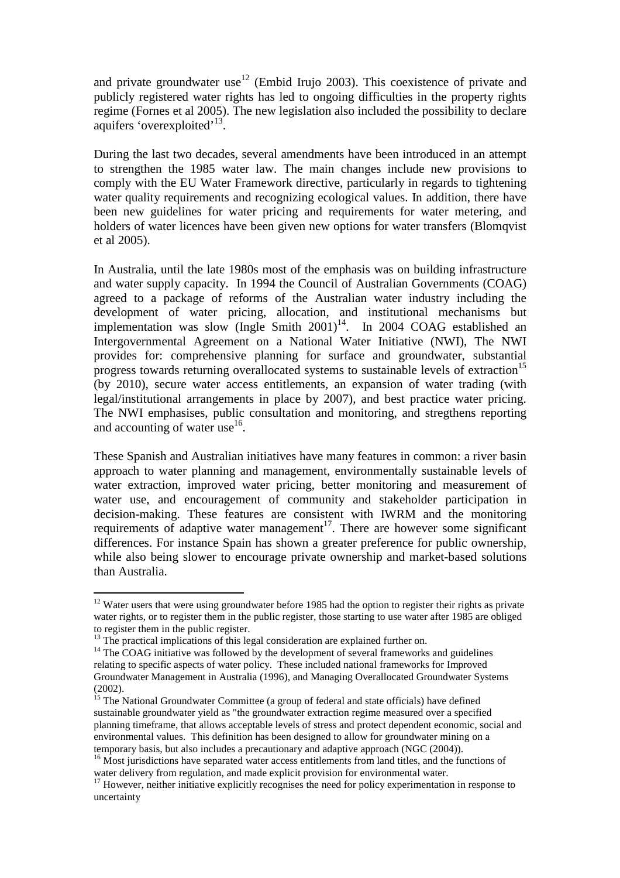and private groundwater use[12] (Embid Irujo 2003). This coexistence of private and publicly registered water rights has led to ongoing difficulties in the property rights regime (Fornes et al 2005). The new legislation also included the possibility to declare aquifers 'overexploited'[13].

During the last two decades, several amendments have been introduced in an attempt to strengthen the 1985 water law. The main changes include new provisions to comply with the EU Water Framework directive, particularly in regards to tightening water quality requirements and recognizing ecological values. In addition, there have been new guidelines for water pricing and requirements for water metering, and holders of water licences have been given new options for water transfers (Blomqvist et al 2005).

In Australia, until the late 1980s most of the emphasis was on building infrastructure and water supply capacity. In 1994 the Council of Australian Governments (COAG) agreed to a package of reforms of the Australian water industry including the development of water pricing, allocation, and institutional mechanisms but implementation was slow (Ingle Smith 2001)[14]. In 2004 COAG established an Intergovernmental Agreement on a National Water Initiative (NWI), The NWI provides for: comprehensive planning for surface and groundwater, substantial progress towards returning overallocated systems to sustainable levels of extraction[15] (by 2010), secure water access entitlements, an expansion of water trading (with legal/institutional arrangements in place by 2007), and best practice water pricing. The NWI emphasises, public consultation and monitoring, and stregthens reporting and accounting of water use[16].

These Spanish and Australian initiatives have many features in common: a river basin approach to water planning and management, environmentally sustainable levels of water extraction, improved water pricing, better monitoring and measurement of water use, and encouragement of community and stakeholder participation in decision-making. These features are consistent with IWRM and the monitoring requirements of adaptive water management[17]. There are however some significant differences. For instance Spain has shown a greater preference for public ownership, while also being slower to encourage private ownership and market-based solutions than Australia.

---

[12] Water users that were using groundwater before 1985 had the option to register their rights as private water rights, or to register them in the public register, those starting to use water after 1985 are obliged to register them in the public register.

[13] The practical implications of this legal consideration are explained further on.

[14] The COAG initiative was followed by the development of several frameworks and guidelines relating to specific aspects of water policy. These included national frameworks for Improved Groundwater Management in Australia (1996), and Managing Overallocated Groundwater Systems (2002).

[15] The National Groundwater Committee (a group of federal and state officials) have defined sustainable groundwater yield as "the groundwater extraction regime measured over a specified planning timeframe, that allows acceptable levels of stress and protect dependent economic, social and environmental values. This definition has been designed to allow for groundwater mining on a temporary basis, but also includes a precautionary and adaptive approach (NGC (2004)).

[16] Most jurisdictions have separated water access entitlements from land titles, and the functions of water delivery from regulation, and made explicit provision for environmental water.

[17] However, neither initiative explicitly recognises the need for policy experimentation in response to uncertainty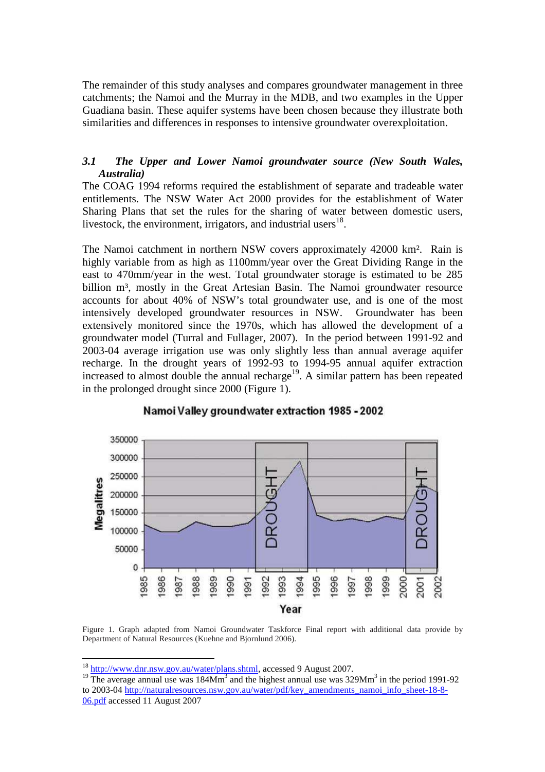The remainder of this study analyses and compares groundwater management in three catchments; the Namoi and the Murray in the MDB, and two examples in the Upper Guadiana basin. These aquifer systems have been chosen because they illustrate both similarities and differences in responses to intensive groundwater overexploitation.

### *3.1 The Upper and Lower Namoi groundwater source (New South Wales, Australia)*

The COAG 1994 reforms required the establishment of separate and tradeable water entitlements. The NSW Water Act 2000 provides for the establishment of Water Sharing Plans that set the rules for the sharing of water between domestic users, livestock, the environment, irrigators, and industrial users[18].

The Namoi catchment in northern NSW covers approximately 42000 km². Rain is highly variable from as high as 1100mm/year over the Great Dividing Range in the east to 470mm/year in the west. Total groundwater storage is estimated to be 285 billion m³, mostly in the Great Artesian Basin. The Namoi groundwater resource accounts for about 40% of NSW's total groundwater use, and is one of the most intensively developed groundwater resources in NSW. Groundwater has been extensively monitored since the 1970s, which has allowed the development of a groundwater model (Turral and Fullager, 2007). In the period between 1991-92 and 2003-04 average irrigation use was only slightly less than annual average aquifer recharge. In the drought years of 1992-93 to 1994-95 annual aquifer extraction increased to almost double the annual recharge[19]. A similar pattern has been repeated in the prolonged drought since 2000 (Figure 1).

**Namoi Valley groundwater extraction 1985 - 2002**

Figure 1. Graph adapted from Namoi Groundwater Taskforce Final report with additional data provide by Department of Natural Resources (Kuehne and Bjornlund 2006).

---

[18] http://www.dnr.nsw.gov.au/water/plans.shtml, accessed 9 August 2007.

[19] The average annual use was 184Mm$^3$ and the highest annual use was 329Mm$^3$ in the period 1991-92 to 2003-04 http://naturalresources.nsw.gov.au/water/pdf/key_amendments_namoi_info_sheet-18-8-06.pdf accessed 11 August 2007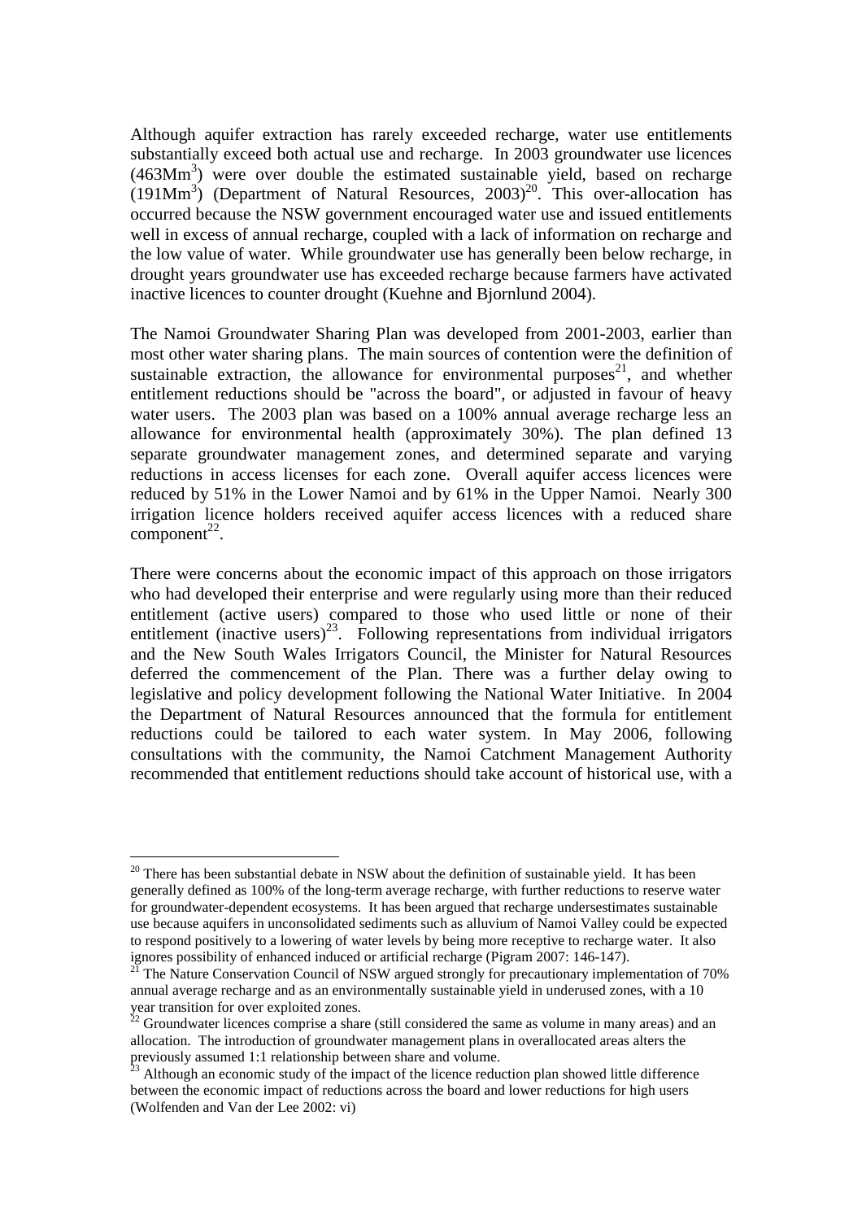Although aquifer extraction has rarely exceeded recharge, water use entitlements substantially exceed both actual use and recharge. In 2003 groundwater use licences ($463Mm^3$) were over double the estimated sustainable yield, based on recharge ($191Mm^3$) (Department of Natural Resources, 2003)[20]. This over-allocation has occurred because the NSW government encouraged water use and issued entitlements well in excess of annual recharge, coupled with a lack of information on recharge and the low value of water. While groundwater use has generally been below recharge, in drought years groundwater use has exceeded recharge because farmers have activated inactive licences to counter drought (Kuehne and Bjornlund 2004).

The Namoi Groundwater Sharing Plan was developed from 2001-2003, earlier than most other water sharing plans. The main sources of contention were the definition of sustainable extraction, the allowance for environmental purposes[21], and whether entitlement reductions should be "across the board", or adjusted in favour of heavy water users. The 2003 plan was based on a 100% annual average recharge less an allowance for environmental health (approximately 30%). The plan defined 13 separate groundwater management zones, and determined separate and varying reductions in access licenses for each zone. Overall aquifer access licences were reduced by 51% in the Lower Namoi and by 61% in the Upper Namoi. Nearly 300 irrigation licence holders received aquifer access licences with a reduced share component[22].

There were concerns about the economic impact of this approach on those irrigators who had developed their enterprise and were regularly using more than their reduced entitlement (active users) compared to those who used little or none of their entitlement (inactive users)[23]. Following representations from individual irrigators and the New South Wales Irrigators Council, the Minister for Natural Resources deferred the commencement of the Plan. There was a further delay owing to legislative and policy development following the National Water Initiative. In 2004 the Department of Natural Resources announced that the formula for entitlement reductions could be tailored to each water system. In May 2006, following consultations with the community, the Namoi Catchment Management Authority recommended that entitlement reductions should take account of historical use, with a

---

[20] There has been substantial debate in NSW about the definition of sustainable yield. It has been generally defined as 100% of the long-term average recharge, with further reductions to reserve water for groundwater-dependent ecosystems. It has been argued that recharge undersestimates sustainable use because aquifers in unconsolidated sediments such as alluvium of Namoi Valley could be expected to respond positively to a lowering of water levels by being more receptive to recharge water. It also ignores possibility of enhanced induced or artificial recharge (Pigram 2007: 146-147).

[21] The Nature Conservation Council of NSW argued strongly for precautionary implementation of 70% annual average recharge and as an environmentally sustainable yield in underused zones, with a 10 year transition for over exploited zones.

[22] Groundwater licences comprise a share (still considered the same as volume in many areas) and an allocation. The introduction of groundwater management plans in overallocated areas alters the previously assumed 1:1 relationship between share and volume.

[23] Although an economic study of the impact of the licence reduction plan showed little difference between the economic impact of reductions across the board and lower reductions for high users (Wolfenden and Van der Lee 2002: vi)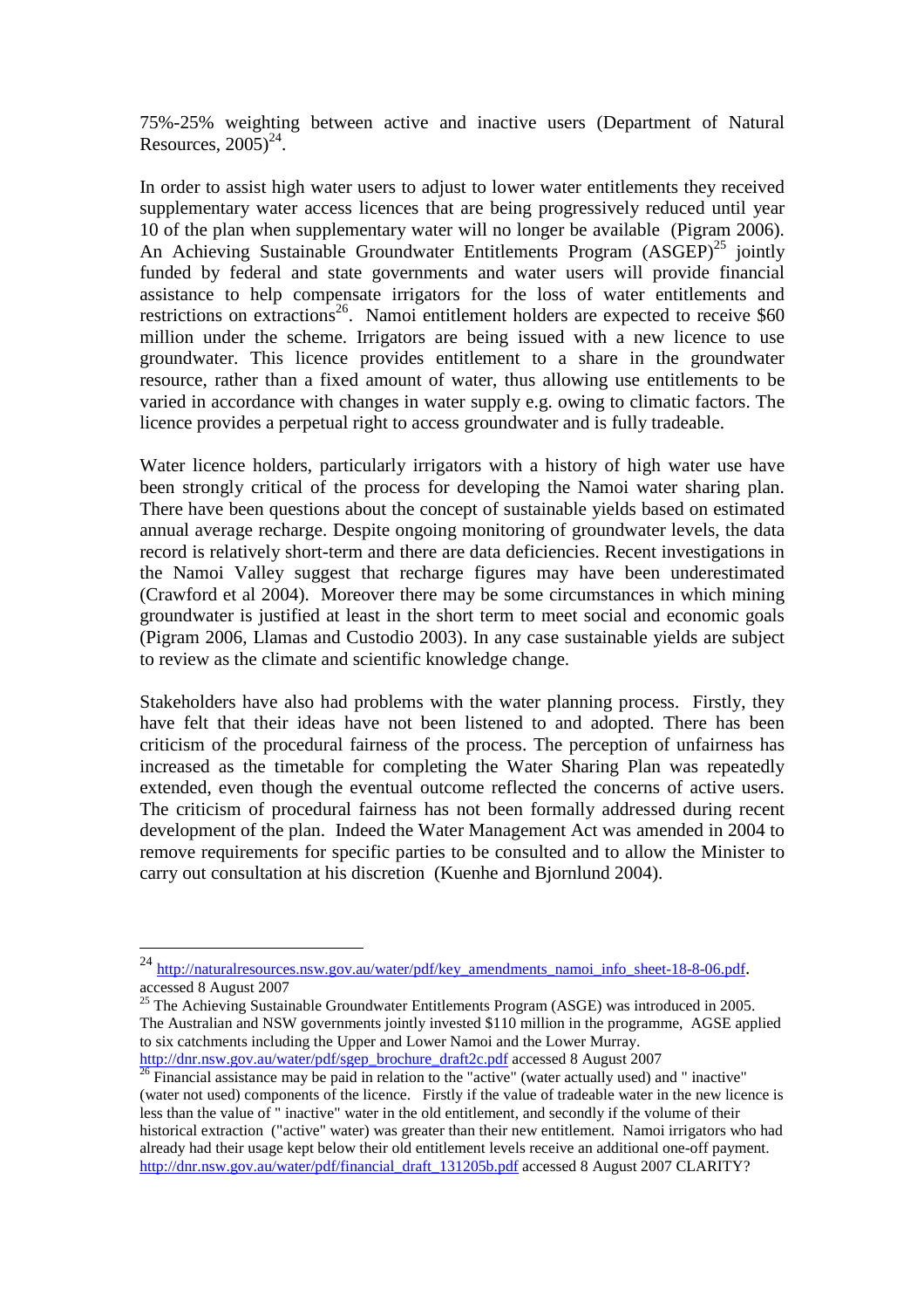75%-25% weighting between active and inactive users (Department of Natural Resources, 2005)[24].

In order to assist high water users to adjust to lower water entitlements they received supplementary water access licences that are being progressively reduced until year 10 of the plan when supplementary water will no longer be available (Pigram 2006). An Achieving Sustainable Groundwater Entitlements Program (ASGEP)[25] jointly funded by federal and state governments and water users will provide financial assistance to help compensate irrigators for the loss of water entitlements and restrictions on extractions[26]. Namoi entitlement holders are expected to receive $60 million under the scheme. Irrigators are being issued with a new licence to use groundwater. This licence provides entitlement to a share in the groundwater resource, rather than a fixed amount of water, thus allowing use entitlements to be varied in accordance with changes in water supply e.g. owing to climatic factors. The licence provides a perpetual right to access groundwater and is fully tradeable.

Water licence holders, particularly irrigators with a history of high water use have been strongly critical of the process for developing the Namoi water sharing plan. There have been questions about the concept of sustainable yields based on estimated annual average recharge. Despite ongoing monitoring of groundwater levels, the data record is relatively short-term and there are data deficiencies. Recent investigations in the Namoi Valley suggest that recharge figures may have been underestimated (Crawford et al 2004). Moreover there may be some circumstances in which mining groundwater is justified at least in the short term to meet social and economic goals (Pigram 2006, Llamas and Custodio 2003). In any case sustainable yields are subject to review as the climate and scientific knowledge change.

Stakeholders have also had problems with the water planning process. Firstly, they have felt that their ideas have not been listened to and adopted. There has been criticism of the procedural fairness of the process. The perception of unfairness has increased as the timetable for completing the Water Sharing Plan was repeatedly extended, even though the eventual outcome reflected the concerns of active users. The criticism of procedural fairness has not been formally addressed during recent development of the plan. Indeed the Water Management Act was amended in 2004 to remove requirements for specific parties to be consulted and to allow the Minister to carry out consultation at his discretion (Kuenhe and Bjornlund 2004).

---

[24] http://naturalresources.nsw.gov.au/water/pdf/key_amendments_namoi_info_sheet-18-8-06.pdf, accessed 8 August 2007

[25] The Achieving Sustainable Groundwater Entitlements Program (ASGE) was introduced in 2005. The Australian and NSW governments jointly invested $110 million in the programme, AGSE applied to six catchments including the Upper and Lower Namoi and the Lower Murray. http://dnr.nsw.gov.au/water/pdf/sgep_brochure_draft2c.pdf accessed 8 August 2007

[26] Financial assistance may be paid in relation to the "active" (water actually used) and " inactive" (water not used) components of the licence. Firstly if the value of tradeable water in the new licence is less than the value of " inactive" water in the old entitlement, and secondly if the volume of their historical extraction ("active" water) was greater than their new entitlement. Namoi irrigators who had already had their usage kept below their old entitlement levels receive an additional one-off payment. http://dnr.nsw.gov.au/water/pdf/financial_draft_131205b.pdf accessed 8 August 2007 CLARITY?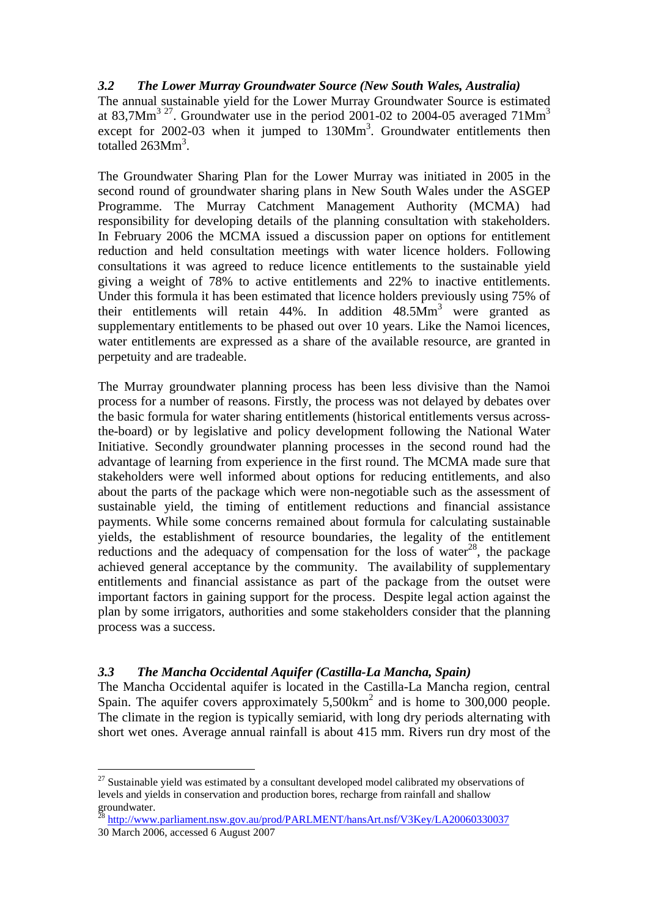### *3.2 The Lower Murray Groundwater Source (New South Wales, Australia)*

The annual sustainable yield for the Lower Murray Groundwater Source is estimated at 83,7Mm$^3$ [27]. Groundwater use in the period 2001-02 to 2004-05 averaged 71Mm$^3$ except for 2002-03 when it jumped to 130Mm$^3$. Groundwater entitlements then totalled 263Mm$^3$.

The Groundwater Sharing Plan for the Lower Murray was initiated in 2005 in the second round of groundwater sharing plans in New South Wales under the ASGEP Programme. The Murray Catchment Management Authority (MCMA) had responsibility for developing details of the planning consultation with stakeholders. In February 2006 the MCMA issued a discussion paper on options for entitlement reduction and held consultation meetings with water licence holders. Following consultations it was agreed to reduce licence entitlements to the sustainable yield giving a weight of 78% to active entitlements and 22% to inactive entitlements. Under this formula it has been estimated that licence holders previously using 75% of their entitlements will retain 44%. In addition 48.5Mm$^3$ were granted as supplementary entitlements to be phased out over 10 years. Like the Namoi licences, water entitlements are expressed as a share of the available resource, are granted in perpetuity and are tradeable.

The Murray groundwater planning process has been less divisive than the Namoi process for a number of reasons. Firstly, the process was not delayed by debates over the basic formula for water sharing entitlements (historical entitlements versus across-the-board) or by legislative and policy development following the National Water Initiative. Secondly groundwater planning processes in the second round had the advantage of learning from experience in the first round. The MCMA made sure that stakeholders were well informed about options for reducing entitlements, and also about the parts of the package which were non-negotiable such as the assessment of sustainable yield, the timing of entitlement reductions and financial assistance payments. While some concerns remained about formula for calculating sustainable yields, the establishment of resource boundaries, the legality of the entitlement reductions and the adequacy of compensation for the loss of water[28], the package achieved general acceptance by the community. The availability of supplementary entitlements and financial assistance as part of the package from the outset were important factors in gaining support for the process. Despite legal action against the plan by some irrigators, authorities and some stakeholders consider that the planning process was a success.

### *3.3 The Mancha Occidental Aquifer (Castilla-La Mancha, Spain)*

The Mancha Occidental aquifer is located in the Castilla-La Mancha region, central Spain. The aquifer covers approximately 5,500km$^2$ and is home to 300,000 people. The climate in the region is typically semiarid, with long dry periods alternating with short wet ones. Average annual rainfall is about 415 mm. Rivers run dry most of the

---

[27] Sustainable yield was estimated by a consultant developed model calibrated my observations of levels and yields in conservation and production bores, recharge from rainfall and shallow groundwater.

[28] http://www.parliament.nsw.gov.au/prod/PARLMENT/hansArt.nsf/V3Key/LA20060330037 30 March 2006, accessed 6 August 2007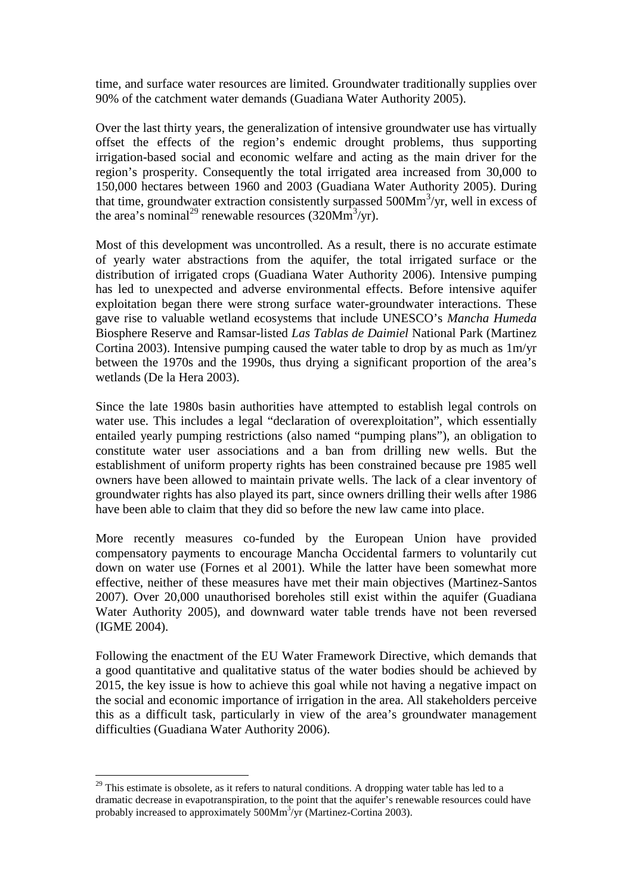time, and surface water resources are limited. Groundwater traditionally supplies over 90% of the catchment water demands (Guadiana Water Authority 2005).

Over the last thirty years, the generalization of intensive groundwater use has virtually offset the effects of the region's endemic drought problems, thus supporting irrigation-based social and economic welfare and acting as the main driver for the region's prosperity. Consequently the total irrigated area increased from 30,000 to 150,000 hectares between 1960 and 2003 (Guadiana Water Authority 2005). During that time, groundwater extraction consistently surpassed 500Mm$^3$/yr, well in excess of the area's nominal[29] renewable resources (320Mm$^3$/yr).

Most of this development was uncontrolled. As a result, there is no accurate estimate of yearly water abstractions from the aquifer, the total irrigated surface or the distribution of irrigated crops (Guadiana Water Authority 2006). Intensive pumping has led to unexpected and adverse environmental effects. Before intensive aquifer exploitation began there were strong surface water-groundwater interactions. These gave rise to valuable wetland ecosystems that include UNESCO's *Mancha Humeda* Biosphere Reserve and Ramsar-listed *Las Tablas de Daimiel* National Park (Martinez Cortina 2003). Intensive pumping caused the water table to drop by as much as 1m/yr between the 1970s and the 1990s, thus drying a significant proportion of the area's wetlands (De la Hera 2003).

Since the late 1980s basin authorities have attempted to establish legal controls on water use. This includes a legal "declaration of overexploitation", which essentially entailed yearly pumping restrictions (also named "pumping plans"), an obligation to constitute water user associations and a ban from drilling new wells. But the establishment of uniform property rights has been constrained because pre 1985 well owners have been allowed to maintain private wells. The lack of a clear inventory of groundwater rights has also played its part, since owners drilling their wells after 1986 have been able to claim that they did so before the new law came into place.

More recently measures co-funded by the European Union have provided compensatory payments to encourage Mancha Occidental farmers to voluntarily cut down on water use (Fornes et al 2001). While the latter have been somewhat more effective, neither of these measures have met their main objectives (Martinez-Santos 2007). Over 20,000 unauthorised boreholes still exist within the aquifer (Guadiana Water Authority 2005), and downward water table trends have not been reversed (IGME 2004).

Following the enactment of the EU Water Framework Directive, which demands that a good quantitative and qualitative status of the water bodies should be achieved by 2015, the key issue is how to achieve this goal while not having a negative impact on the social and economic importance of irrigation in the area. All stakeholders perceive this as a difficult task, particularly in view of the area's groundwater management difficulties (Guadiana Water Authority 2006).

---

[29] This estimate is obsolete, as it refers to natural conditions. A dropping water table has led to a dramatic decrease in evapotranspiration, to the point that the aquifer's renewable resources could have probably increased to approximately 500Mm$^3$/yr (Martinez-Cortina 2003).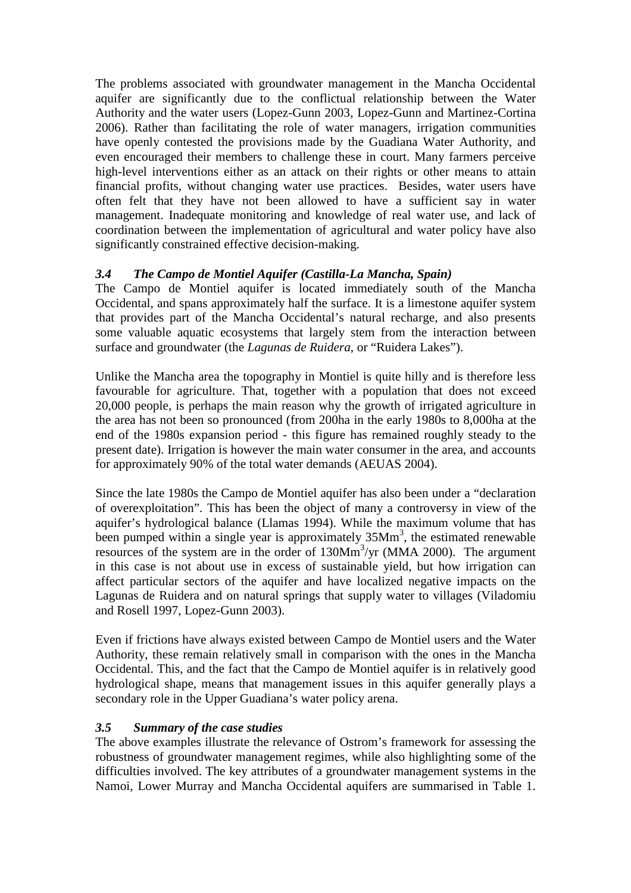The problems associated with groundwater management in the Mancha Occidental aquifer are significantly due to the conflictual relationship between the Water Authority and the water users (Lopez-Gunn 2003, Lopez-Gunn and Martinez-Cortina 2006). Rather than facilitating the role of water managers, irrigation communities have openly contested the provisions made by the Guadiana Water Authority, and even encouraged their members to challenge these in court. Many farmers perceive high-level interventions either as an attack on their rights or other means to attain financial profits, without changing water use practices. Besides, water users have often felt that they have not been allowed to have a sufficient say in water management. Inadequate monitoring and knowledge of real water use, and lack of coordination between the implementation of agricultural and water policy have also significantly constrained effective decision-making.

### *3.4 The Campo de Montiel Aquifer (Castilla-La Mancha, Spain)*

The Campo de Montiel aquifer is located immediately south of the Mancha Occidental, and spans approximately half the surface. It is a limestone aquifer system that provides part of the Mancha Occidental's natural recharge, and also presents some valuable aquatic ecosystems that largely stem from the interaction between surface and groundwater (the *Lagunas de Ruidera*, or "Ruidera Lakes").

Unlike the Mancha area the topography in Montiel is quite hilly and is therefore less favourable for agriculture. That, together with a population that does not exceed 20,000 people, is perhaps the main reason why the growth of irrigated agriculture in the area has not been so pronounced (from 200ha in the early 1980s to 8,000ha at the end of the 1980s expansion period - this figure has remained roughly steady to the present date). Irrigation is however the main water consumer in the area, and accounts for approximately 90% of the total water demands (AEUAS 2004).

Since the late 1980s the Campo de Montiel aquifer has also been under a "declaration of overexploitation". This has been the object of many a controversy in view of the aquifer's hydrological balance (Llamas 1994). While the maximum volume that has been pumped within a single year is approximately $35Mm^3$, the estimated renewable resources of the system are in the order of $130Mm^3$/yr (MMA 2000). The argument in this case is not about use in excess of sustainable yield, but how irrigation can affect particular sectors of the aquifer and have localized negative impacts on the Lagunas de Ruidera and on natural springs that supply water to villages (Viladomiu and Rosell 1997, Lopez-Gunn 2003).

Even if frictions have always existed between Campo de Montiel users and the Water Authority, these remain relatively small in comparison with the ones in the Mancha Occidental. This, and the fact that the Campo de Montiel aquifer is in relatively good hydrological shape, means that management issues in this aquifer generally plays a secondary role in the Upper Guadiana's water policy arena.

### *3.5 Summary of the case studies*

The above examples illustrate the relevance of Ostrom's framework for assessing the robustness of groundwater management regimes, while also highlighting some of the difficulties involved. The key attributes of a groundwater management systems in the Namoi, Lower Murray and Mancha Occidental aquifers are summarised in Table 1.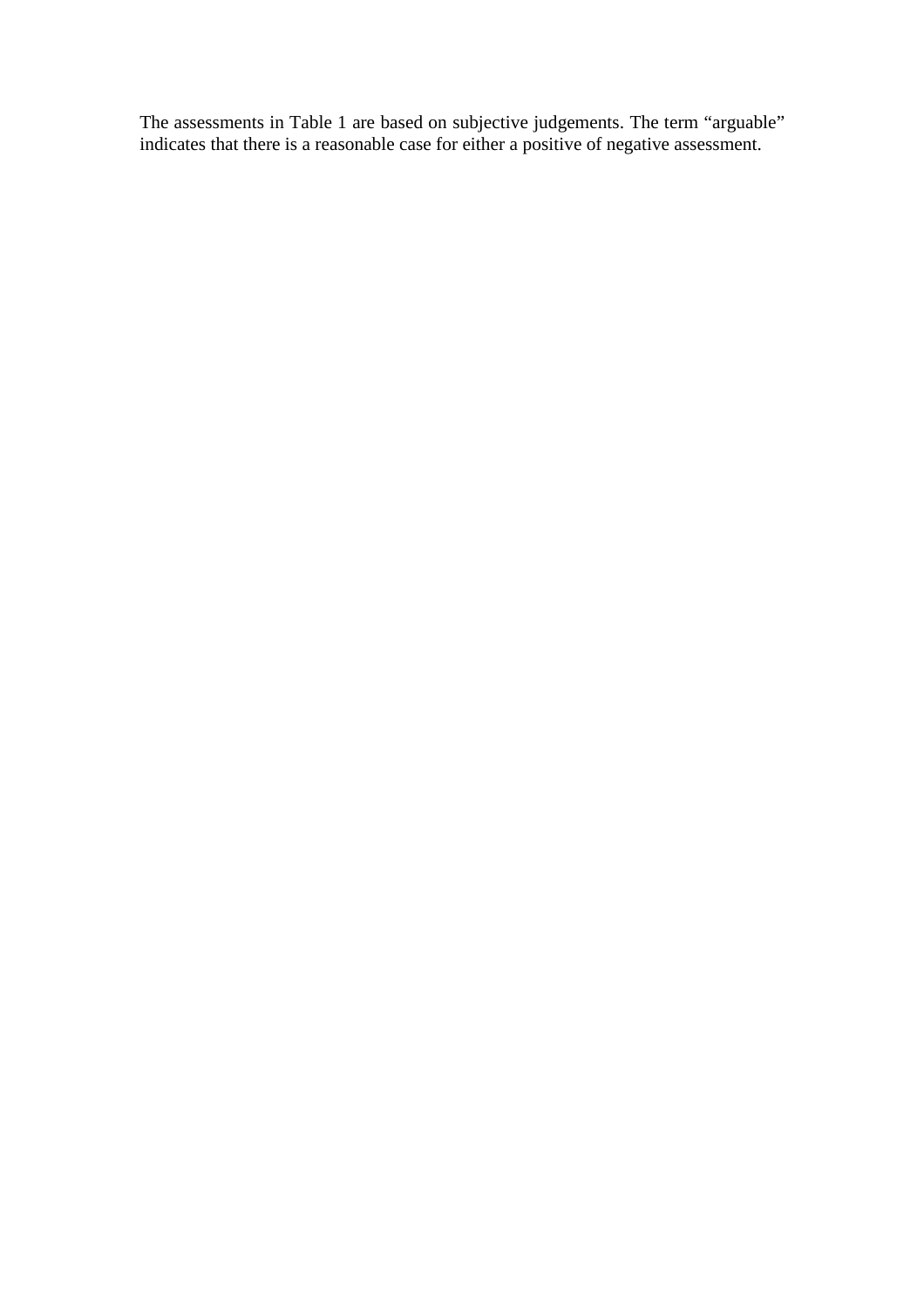The assessments in Table 1 are based on subjective judgements. The term "arguable" indicates that there is a reasonable case for either a positive of negative assessment.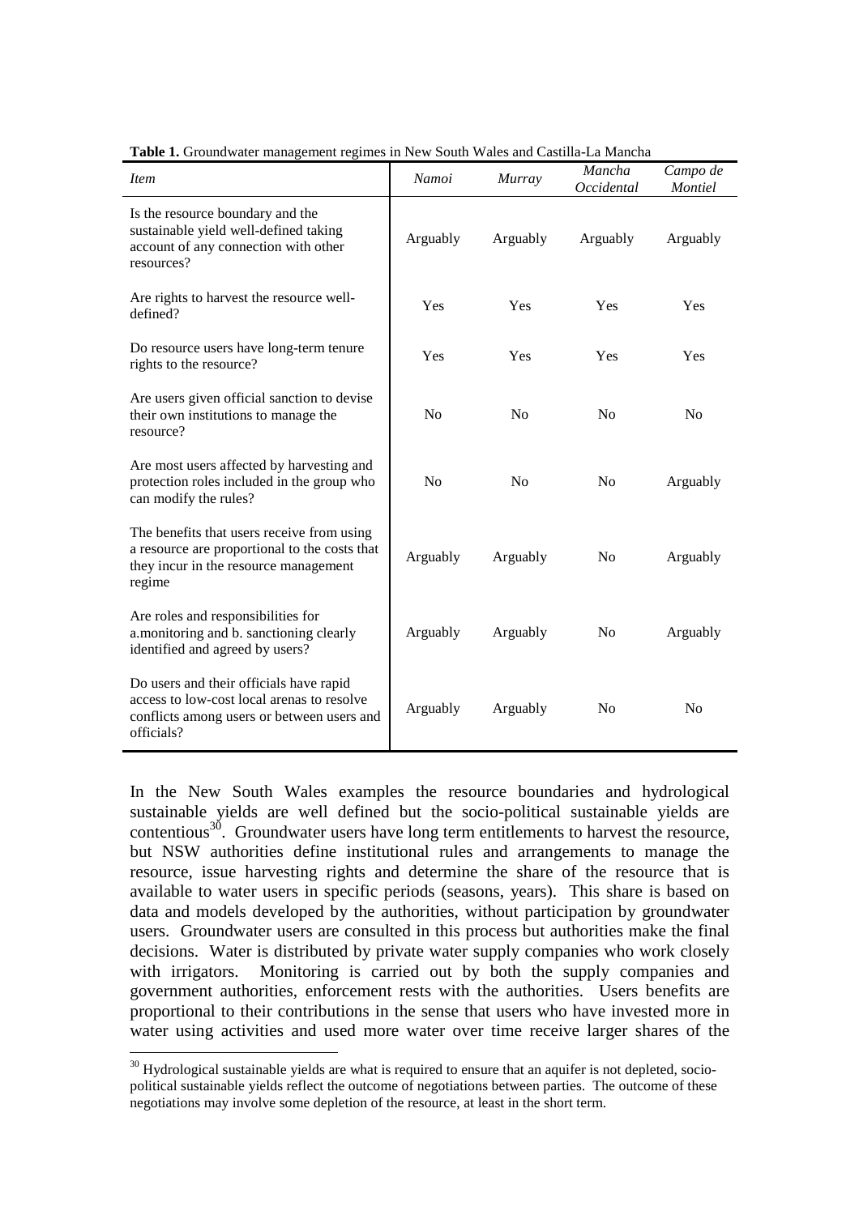**Table 1.** Groundwater management regimes in New South Wales and Castilla-La Mancha

| *Item* | *Namoi* | *Murray* | *Mancha Occidental* | *Campo de Montiel* |
|---|---|---|---|---|
| Is the resource boundary and the sustainable yield well-defined taking account of any connection with other resources? | Arguably | Arguably | Arguably | Arguably |
| Are rights to harvest the resource well-defined? | Yes | Yes | Yes | Yes |
| Do resource users have long-term tenure rights to the resource? | Yes | Yes | Yes | Yes |
| Are users given official sanction to devise their own institutions to manage the resource? | No | No | No | No |
| Are most users affected by harvesting and protection roles included in the group who can modify the rules? | No | No | No | Arguably |
| The benefits that users receive from using a resource are proportional to the costs that they incur in the resource management regime | Arguably | Arguably | No | Arguably |
| Are roles and responsibilities for a.monitoring and b. sanctioning clearly identified and agreed by users? | Arguably | Arguably | No | Arguably |
| Do users and their officials have rapid access to low-cost local arenas to resolve conflicts among users or between users and officials? | Arguably | Arguably | No | No |

In the New South Wales examples the resource boundaries and hydrological sustainable yields are well defined but the socio-political sustainable yields are contentious[30]. Groundwater users have long term entitlements to harvest the resource, but NSW authorities define institutional rules and arrangements to manage the resource, issue harvesting rights and determine the share of the resource that is available to water users in specific periods (seasons, years). This share is based on data and models developed by the authorities, without participation by groundwater users. Groundwater users are consulted in this process but authorities make the final decisions. Water is distributed by private water supply companies who work closely with irrigators. Monitoring is carried out by both the supply companies and government authorities, enforcement rests with the authorities. Users benefits are proportional to their contributions in the sense that users who have invested more in water using activities and used more water over time receive larger shares of the

[30] Hydrological sustainable yields are what is required to ensure that an aquifer is not depleted, socio-political sustainable yields reflect the outcome of negotiations between parties. The outcome of these negotiations may involve some depletion of the resource, at least in the short term.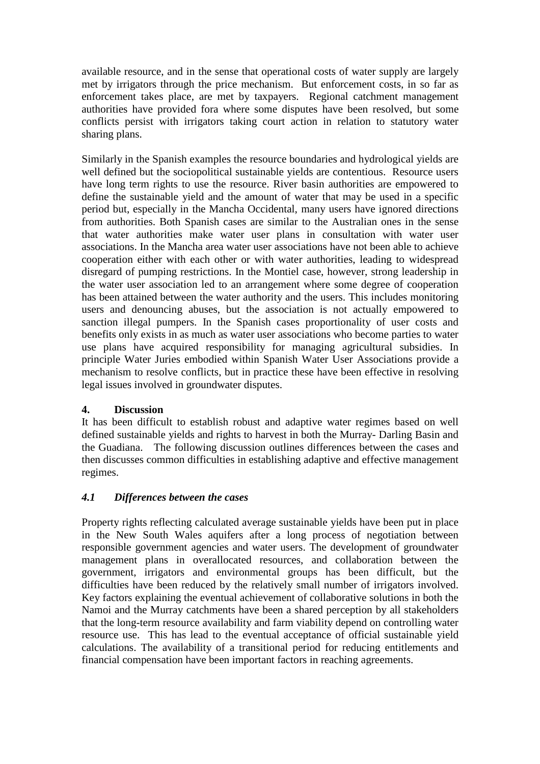available resource, and in the sense that operational costs of water supply are largely met by irrigators through the price mechanism. But enforcement costs, in so far as enforcement takes place, are met by taxpayers. Regional catchment management authorities have provided fora where some disputes have been resolved, but some conflicts persist with irrigators taking court action in relation to statutory water sharing plans.

Similarly in the Spanish examples the resource boundaries and hydrological yields are well defined but the sociopolitical sustainable yields are contentious. Resource users have long term rights to use the resource. River basin authorities are empowered to define the sustainable yield and the amount of water that may be used in a specific period but, especially in the Mancha Occidental, many users have ignored directions from authorities. Both Spanish cases are similar to the Australian ones in the sense that water authorities make water user plans in consultation with water user associations. In the Mancha area water user associations have not been able to achieve cooperation either with each other or with water authorities, leading to widespread disregard of pumping restrictions. In the Montiel case, however, strong leadership in the water user association led to an arrangement where some degree of cooperation has been attained between the water authority and the users. This includes monitoring users and denouncing abuses, but the association is not actually empowered to sanction illegal pumpers. In the Spanish cases proportionality of user costs and benefits only exists in as much as water user associations who become parties to water use plans have acquired responsibility for managing agricultural subsidies. In principle Water Juries embodied within Spanish Water User Associations provide a mechanism to resolve conflicts, but in practice these have been effective in resolving legal issues involved in groundwater disputes.

## 4. Discussion

It has been difficult to establish robust and adaptive water regimes based on well defined sustainable yields and rights to harvest in both the Murray- Darling Basin and the Guadiana. The following discussion outlines differences between the cases and then discusses common difficulties in establishing adaptive and effective management regimes.

### *4.1 Differences between the cases*

Property rights reflecting calculated average sustainable yields have been put in place in the New South Wales aquifers after a long process of negotiation between responsible government agencies and water users. The development of groundwater management plans in overallocated resources, and collaboration between the government, irrigators and environmental groups has been difficult, but the difficulties have been reduced by the relatively small number of irrigators involved. Key factors explaining the eventual achievement of collaborative solutions in both the Namoi and the Murray catchments have been a shared perception by all stakeholders that the long-term resource availability and farm viability depend on controlling water resource use. This has lead to the eventual acceptance of official sustainable yield calculations. The availability of a transitional period for reducing entitlements and financial compensation have been important factors in reaching agreements.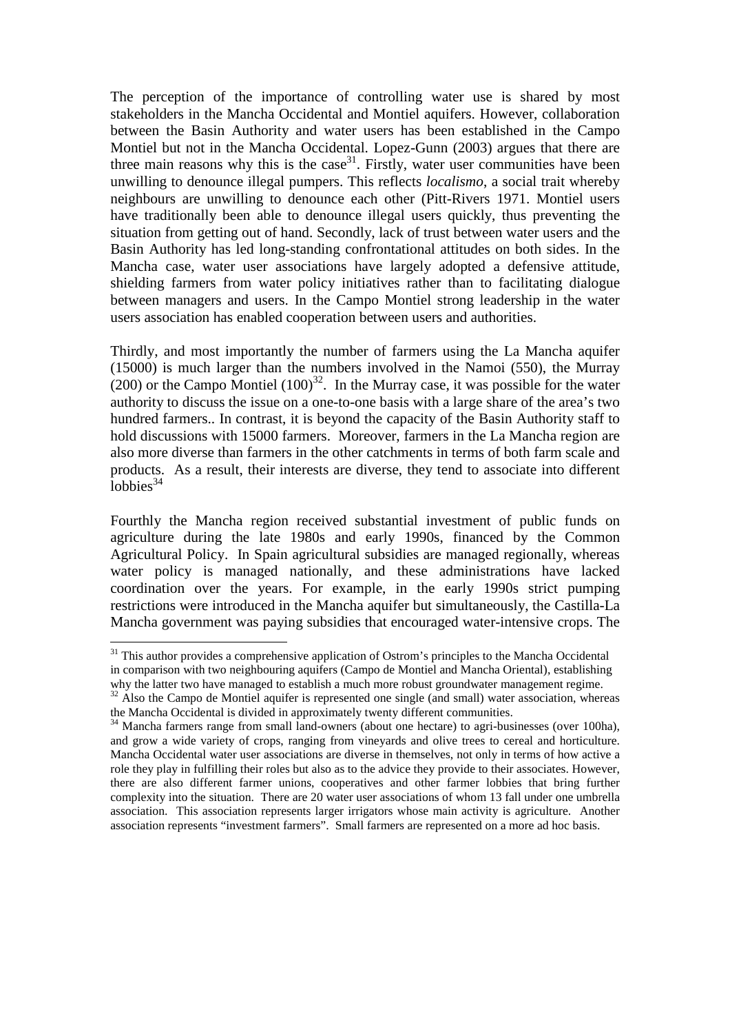The perception of the importance of controlling water use is shared by most stakeholders in the Mancha Occidental and Montiel aquifers. However, collaboration between the Basin Authority and water users has been established in the Campo Montiel but not in the Mancha Occidental. Lopez-Gunn (2003) argues that there are three main reasons why this is the case[31]. Firstly, water user communities have been unwilling to denounce illegal pumpers. This reflects *localismo*, a social trait whereby neighbours are unwilling to denounce each other (Pitt-Rivers 1971. Montiel users have traditionally been able to denounce illegal users quickly, thus preventing the situation from getting out of hand. Secondly, lack of trust between water users and the Basin Authority has led long-standing confrontational attitudes on both sides. In the Mancha case, water user associations have largely adopted a defensive attitude, shielding farmers from water policy initiatives rather than to facilitating dialogue between managers and users. In the Campo Montiel strong leadership in the water users association has enabled cooperation between users and authorities.

Thirdly, and most importantly the number of farmers using the La Mancha aquifer (15000) is much larger than the numbers involved in the Namoi (550), the Murray (200) or the Campo Montiel (100)[32]. In the Murray case, it was possible for the water authority to discuss the issue on a one-to-one basis with a large share of the area's two hundred farmers.. In contrast, it is beyond the capacity of the Basin Authority staff to hold discussions with 15000 farmers. Moreover, farmers in the La Mancha region are also more diverse than farmers in the other catchments in terms of both farm scale and products. As a result, their interests are diverse, they tend to associate into different lobbies[34]

Fourthly the Mancha region received substantial investment of public funds on agriculture during the late 1980s and early 1990s, financed by the Common Agricultural Policy. In Spain agricultural subsidies are managed regionally, whereas water policy is managed nationally, and these administrations have lacked coordination over the years. For example, in the early 1990s strict pumping restrictions were introduced in the Mancha aquifer but simultaneously, the Castilla-La Mancha government was paying subsidies that encouraged water-intensive crops. The

[31] This author provides a comprehensive application of Ostrom's principles to the Mancha Occidental in comparison with two neighbouring aquifers (Campo de Montiel and Mancha Oriental), establishing why the latter two have managed to establish a much more robust groundwater management regime.

[32] Also the Campo de Montiel aquifer is represented one single (and small) water association, whereas the Mancha Occidental is divided in approximately twenty different communities.

[34] Mancha farmers range from small land-owners (about one hectare) to agri-businesses (over 100ha), and grow a wide variety of crops, ranging from vineyards and olive trees to cereal and horticulture. Mancha Occidental water user associations are diverse in themselves, not only in terms of how active a role they play in fulfilling their roles but also as to the advice they provide to their associates. However, there are also different farmer unions, cooperatives and other farmer lobbies that bring further complexity into the situation. There are 20 water user associations of whom 13 fall under one umbrella association. This association represents larger irrigators whose main activity is agriculture. Another association represents "investment farmers". Small farmers are represented on a more ad hoc basis.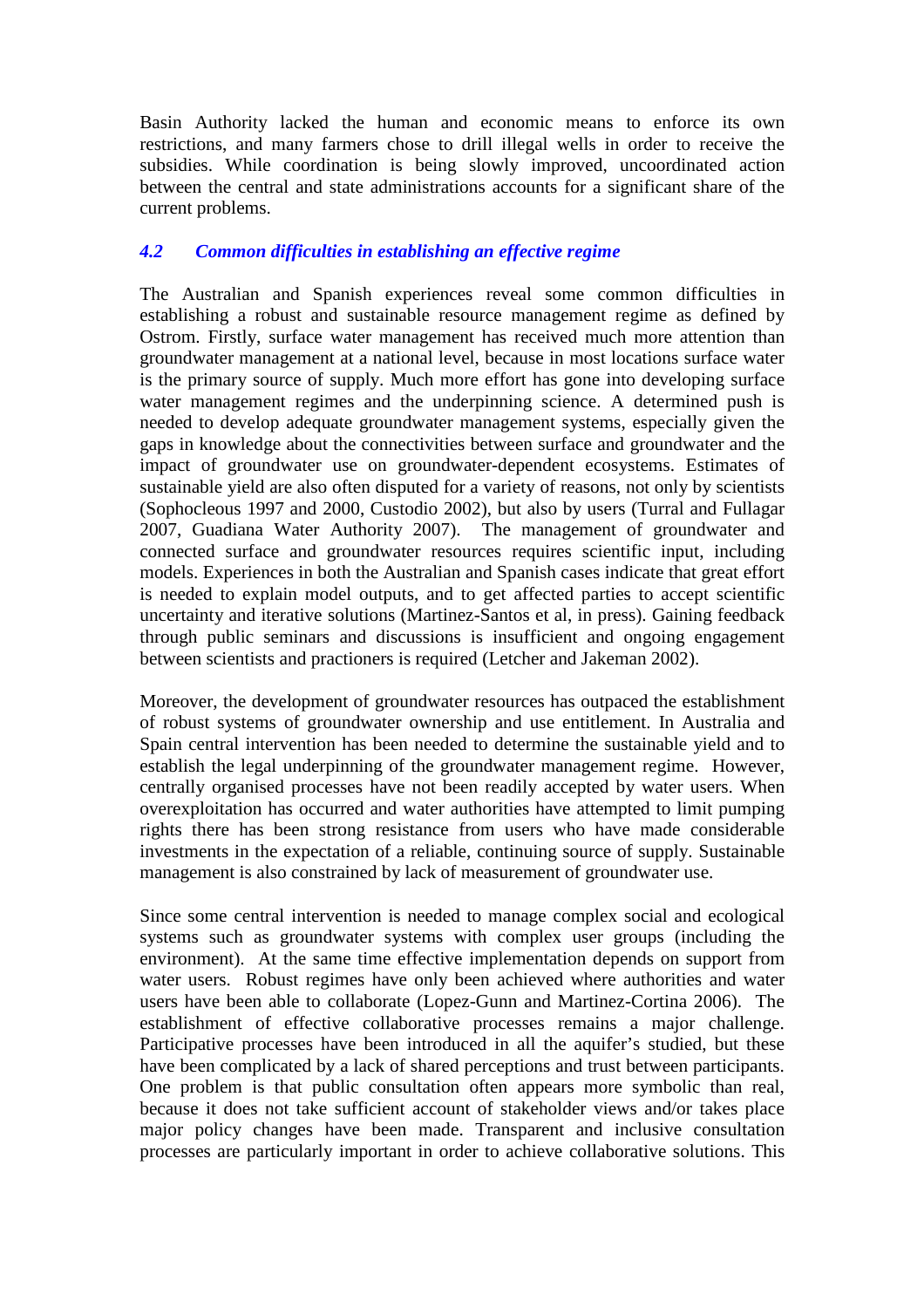Basin Authority lacked the human and economic means to enforce its own restrictions, and many farmers chose to drill illegal wells in order to receive the subsidies. While coordination is being slowly improved, uncoordinated action between the central and state administrations accounts for a significant share of the current problems.

### *4.2 Common difficulties in establishing an effective regime*

The Australian and Spanish experiences reveal some common difficulties in establishing a robust and sustainable resource management regime as defined by Ostrom. Firstly, surface water management has received much more attention than groundwater management at a national level, because in most locations surface water is the primary source of supply. Much more effort has gone into developing surface water management regimes and the underpinning science. A determined push is needed to develop adequate groundwater management systems, especially given the gaps in knowledge about the connectivities between surface and groundwater and the impact of groundwater use on groundwater-dependent ecosystems. Estimates of sustainable yield are also often disputed for a variety of reasons, not only by scientists (Sophocleous 1997 and 2000, Custodio 2002), but also by users (Turral and Fullagar 2007, Guadiana Water Authority 2007). The management of groundwater and connected surface and groundwater resources requires scientific input, including models. Experiences in both the Australian and Spanish cases indicate that great effort is needed to explain model outputs, and to get affected parties to accept scientific uncertainty and iterative solutions (Martinez-Santos et al, in press). Gaining feedback through public seminars and discussions is insufficient and ongoing engagement between scientists and practioners is required (Letcher and Jakeman 2002).

Moreover, the development of groundwater resources has outpaced the establishment of robust systems of groundwater ownership and use entitlement. In Australia and Spain central intervention has been needed to determine the sustainable yield and to establish the legal underpinning of the groundwater management regime. However, centrally organised processes have not been readily accepted by water users. When overexploitation has occurred and water authorities have attempted to limit pumping rights there has been strong resistance from users who have made considerable investments in the expectation of a reliable, continuing source of supply. Sustainable management is also constrained by lack of measurement of groundwater use.

Since some central intervention is needed to manage complex social and ecological systems such as groundwater systems with complex user groups (including the environment). At the same time effective implementation depends on support from water users. Robust regimes have only been achieved where authorities and water users have been able to collaborate (Lopez-Gunn and Martinez-Cortina 2006). The establishment of effective collaborative processes remains a major challenge. Participative processes have been introduced in all the aquifer's studied, but these have been complicated by a lack of shared perceptions and trust between participants. One problem is that public consultation often appears more symbolic than real, because it does not take sufficient account of stakeholder views and/or takes place major policy changes have been made. Transparent and inclusive consultation processes are particularly important in order to achieve collaborative solutions. This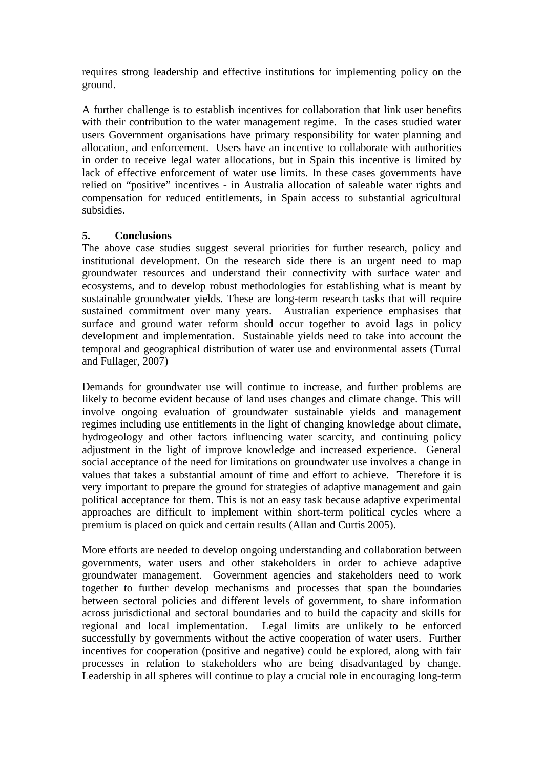requires strong leadership and effective institutions for implementing policy on the ground.

A further challenge is to establish incentives for collaboration that link user benefits with their contribution to the water management regime. In the cases studied water users Government organisations have primary responsibility for water planning and allocation, and enforcement. Users have an incentive to collaborate with authorities in order to receive legal water allocations, but in Spain this incentive is limited by lack of effective enforcement of water use limits. In these cases governments have relied on "positive" incentives - in Australia allocation of saleable water rights and compensation for reduced entitlements, in Spain access to substantial agricultural subsidies.

## 5. Conclusions

The above case studies suggest several priorities for further research, policy and institutional development. On the research side there is an urgent need to map groundwater resources and understand their connectivity with surface water and ecosystems, and to develop robust methodologies for establishing what is meant by sustainable groundwater yields. These are long-term research tasks that will require sustained commitment over many years. Australian experience emphasises that surface and ground water reform should occur together to avoid lags in policy development and implementation. Sustainable yields need to take into account the temporal and geographical distribution of water use and environmental assets (Turral and Fullager, 2007)

Demands for groundwater use will continue to increase, and further problems are likely to become evident because of land uses changes and climate change. This will involve ongoing evaluation of groundwater sustainable yields and management regimes including use entitlements in the light of changing knowledge about climate, hydrogeology and other factors influencing water scarcity, and continuing policy adjustment in the light of improve knowledge and increased experience. General social acceptance of the need for limitations on groundwater use involves a change in values that takes a substantial amount of time and effort to achieve. Therefore it is very important to prepare the ground for strategies of adaptive management and gain political acceptance for them. This is not an easy task because adaptive experimental approaches are difficult to implement within short-term political cycles where a premium is placed on quick and certain results (Allan and Curtis 2005).

More efforts are needed to develop ongoing understanding and collaboration between governments, water users and other stakeholders in order to achieve adaptive groundwater management. Government agencies and stakeholders need to work together to further develop mechanisms and processes that span the boundaries between sectoral policies and different levels of government, to share information across jurisdictional and sectoral boundaries and to build the capacity and skills for regional and local implementation. Legal limits are unlikely to be enforced successfully by governments without the active cooperation of water users. Further incentives for cooperation (positive and negative) could be explored, along with fair processes in relation to stakeholders who are being disadvantaged by change. Leadership in all spheres will continue to play a crucial role in encouraging long-term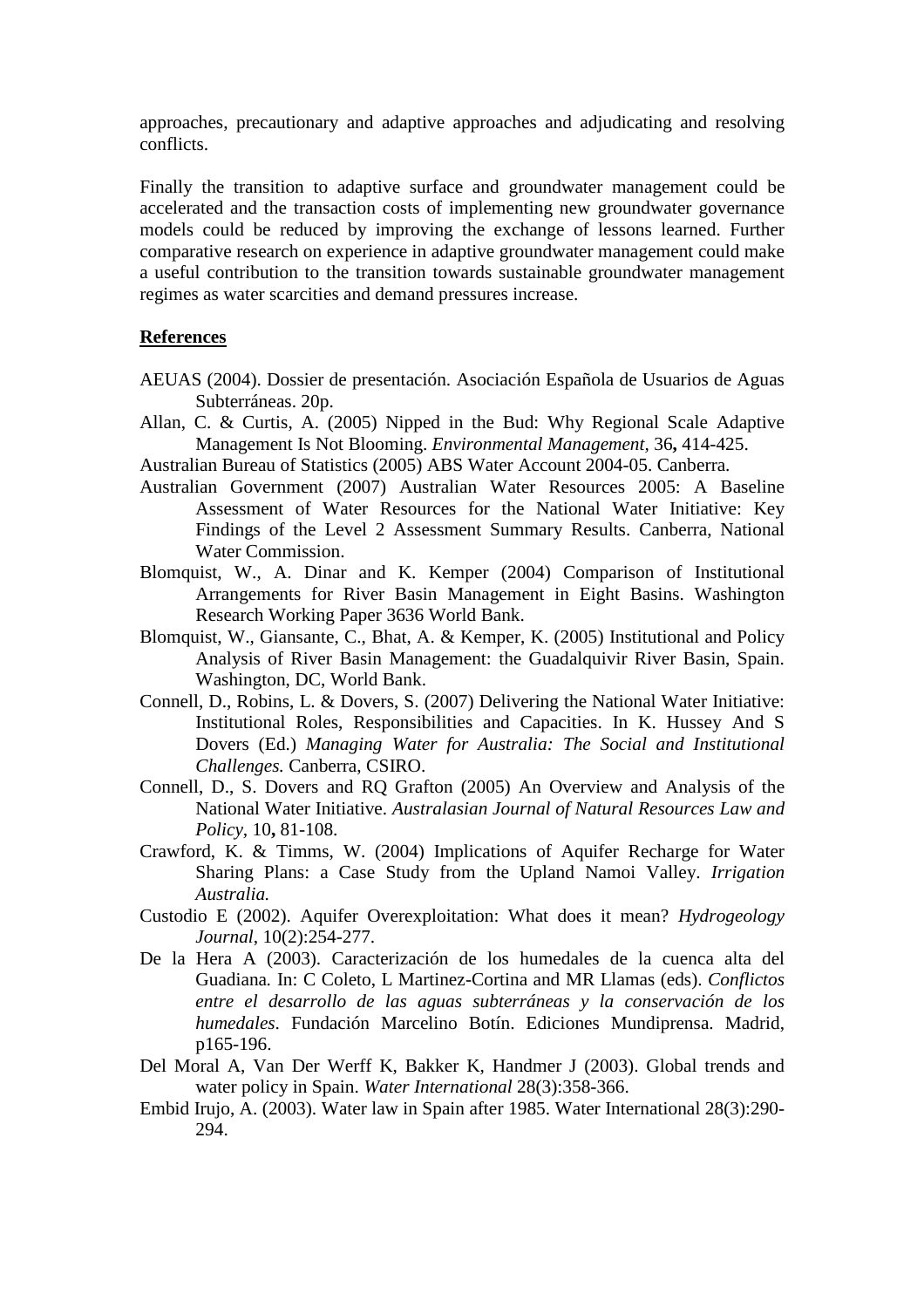approaches, precautionary and adaptive approaches and adjudicating and resolving conflicts.

Finally the transition to adaptive surface and groundwater management could be accelerated and the transaction costs of implementing new groundwater governance models could be reduced by improving the exchange of lessons learned. Further comparative research on experience in adaptive groundwater management could make a useful contribution to the transition towards sustainable groundwater management regimes as water scarcities and demand pressures increase.

## References

AEUAS (2004). Dossier de presentación. Asociación Española de Usuarios de Aguas Subterráneas. 20p.

Allan, C. & Curtis, A. (2005) Nipped in the Bud: Why Regional Scale Adaptive Management Is Not Blooming. *Environmental Management,* 36**,** 414-425.

Australian Bureau of Statistics (2005) ABS Water Account 2004-05. Canberra.

Australian Government (2007) Australian Water Resources 2005: A Baseline Assessment of Water Resources for the National Water Initiative: Key Findings of the Level 2 Assessment Summary Results. Canberra, National Water Commission.

Blomquist, W., A. Dinar and K. Kemper (2004) Comparison of Institutional Arrangements for River Basin Management in Eight Basins. Washington Research Working Paper 3636 World Bank.

Blomquist, W., Giansante, C., Bhat, A. & Kemper, K. (2005) Institutional and Policy Analysis of River Basin Management: the Guadalquivir River Basin, Spain. Washington, DC, World Bank.

Connell, D., Robins, L. & Dovers, S. (2007) Delivering the National Water Initiative: Institutional Roles, Responsibilities and Capacities. In K. Hussey And S Dovers (Ed.) *Managing Water for Australia: The Social and Institutional Challenges.* Canberra, CSIRO.

Connell, D., S. Dovers and RQ Grafton (2005) An Overview and Analysis of the National Water Initiative. *Australasian Journal of Natural Resources Law and Policy,* 10**,** 81-108.

Crawford, K. & Timms, W. (2004) Implications of Aquifer Recharge for Water Sharing Plans: a Case Study from the Upland Namoi Valley. *Irrigation Australia.*

Custodio E (2002). Aquifer Overexploitation: What does it mean? *Hydrogeology Journal*, 10(2):254-277.

De la Hera A (2003). Caracterización de los humedales de la cuenca alta del Guadiana. In: C Coleto, L Martinez-Cortina and MR Llamas (eds). *Conflictos entre el desarrollo de las aguas subterráneas y la conservación de los humedales*. Fundación Marcelino Botín. Ediciones Mundiprensa. Madrid, p165-196.

Del Moral A, Van Der Werff K, Bakker K, Handmer J (2003). Global trends and water policy in Spain. *Water International* 28(3):358-366.

Embid Irujo, A. (2003). Water law in Spain after 1985. Water International 28(3):290-294.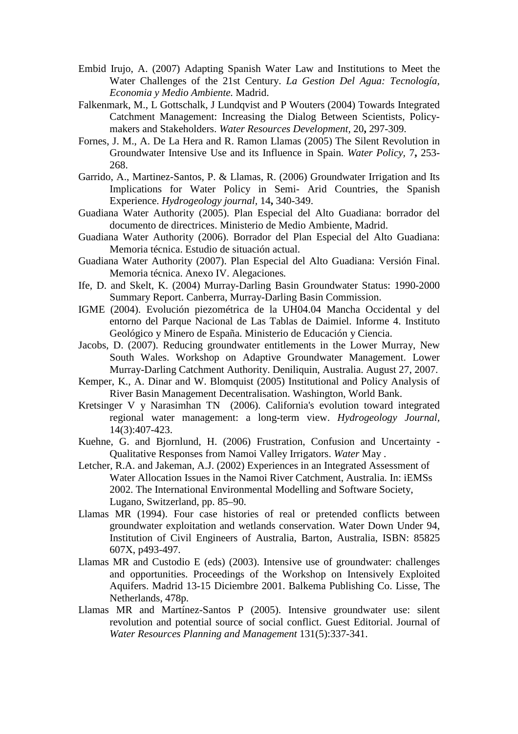Embid Irujo, A. (2007) Adapting Spanish Water Law and Institutions to Meet the Water Challenges of the 21st Century. *La Gestion Del Agua: Tecnología, Economia y Medio Ambiente.* Madrid.

Falkenmark, M., L Gottschalk, J Lundqvist and P Wouters (2004) Towards Integrated Catchment Management: Increasing the Dialog Between Scientists, Policy-makers and Stakeholders. *Water Resources Development,* 20**,** 297-309.

Fornes, J. M., A. De La Hera and R. Ramon Llamas (2005) The Silent Revolution in Groundwater Intensive Use and its Influence in Spain. *Water Policy,* 7**,** 253-268.

Garrido, A., Martinez-Santos, P. & Llamas, R. (2006) Groundwater Irrigation and Its Implications for Water Policy in Semi- Arid Countries, the Spanish Experience. *Hydrogeology journal,* 14**,** 340-349.

Guadiana Water Authority (2005). Plan Especial del Alto Guadiana: borrador del documento de directrices. Ministerio de Medio Ambiente, Madrid.

Guadiana Water Authority (2006). Borrador del Plan Especial del Alto Guadiana: Memoria técnica. Estudio de situación actual.

Guadiana Water Authority (2007). Plan Especial del Alto Guadiana: Versión Final. Memoria técnica. Anexo IV. Alegaciones*.*

Ife, D. and Skelt, K. (2004) Murray-Darling Basin Groundwater Status: 1990-2000 Summary Report. Canberra, Murray-Darling Basin Commission.

IGME (2004). Evolución piezométrica de la UH04.04 Mancha Occidental y del entorno del Parque Nacional de Las Tablas de Daimiel. Informe 4. Instituto Geológico y Minero de España. Ministerio de Educación y Ciencia.

Jacobs, D. (2007). Reducing groundwater entitlements in the Lower Murray, New South Wales. Workshop on Adaptive Groundwater Management. Lower Murray-Darling Catchment Authority. Deniliquin, Australia. August 27, 2007.

Kemper, K., A. Dinar and W. Blomquist (2005) Institutional and Policy Analysis of River Basin Management Decentralisation. Washington, World Bank.

Kretsinger V y Narasimhan TN (2006). California's evolution toward integrated regional water management: a long-term view. *Hydrogeology Journal*, 14(3):407-423.

Kuehne, G. and Bjornlund, H. (2006) Frustration, Confusion and Uncertainty - Qualitative Responses from Namoi Valley Irrigators. *Water* May .

Letcher, R.A. and Jakeman, A.J. (2002) Experiences in an Integrated Assessment of Water Allocation Issues in the Namoi River Catchment, Australia. In: iEMSs 2002. The International Environmental Modelling and Software Society, Lugano, Switzerland, pp. 85–90.

Llamas MR (1994). Four case histories of real or pretended conflicts between groundwater exploitation and wetlands conservation. Water Down Under 94, Institution of Civil Engineers of Australia, Barton, Australia, ISBN: 85825 607X, p493-497.

Llamas MR and Custodio E (eds) (2003). Intensive use of groundwater: challenges and opportunities. Proceedings of the Workshop on Intensively Exploited Aquifers. Madrid 13-15 Diciembre 2001. Balkema Publishing Co. Lisse, The Netherlands, 478p.

Llamas MR and Martínez-Santos P (2005). Intensive groundwater use: silent revolution and potential source of social conflict. Guest Editorial. Journal of *Water Resources Planning and Management* 131(5):337-341.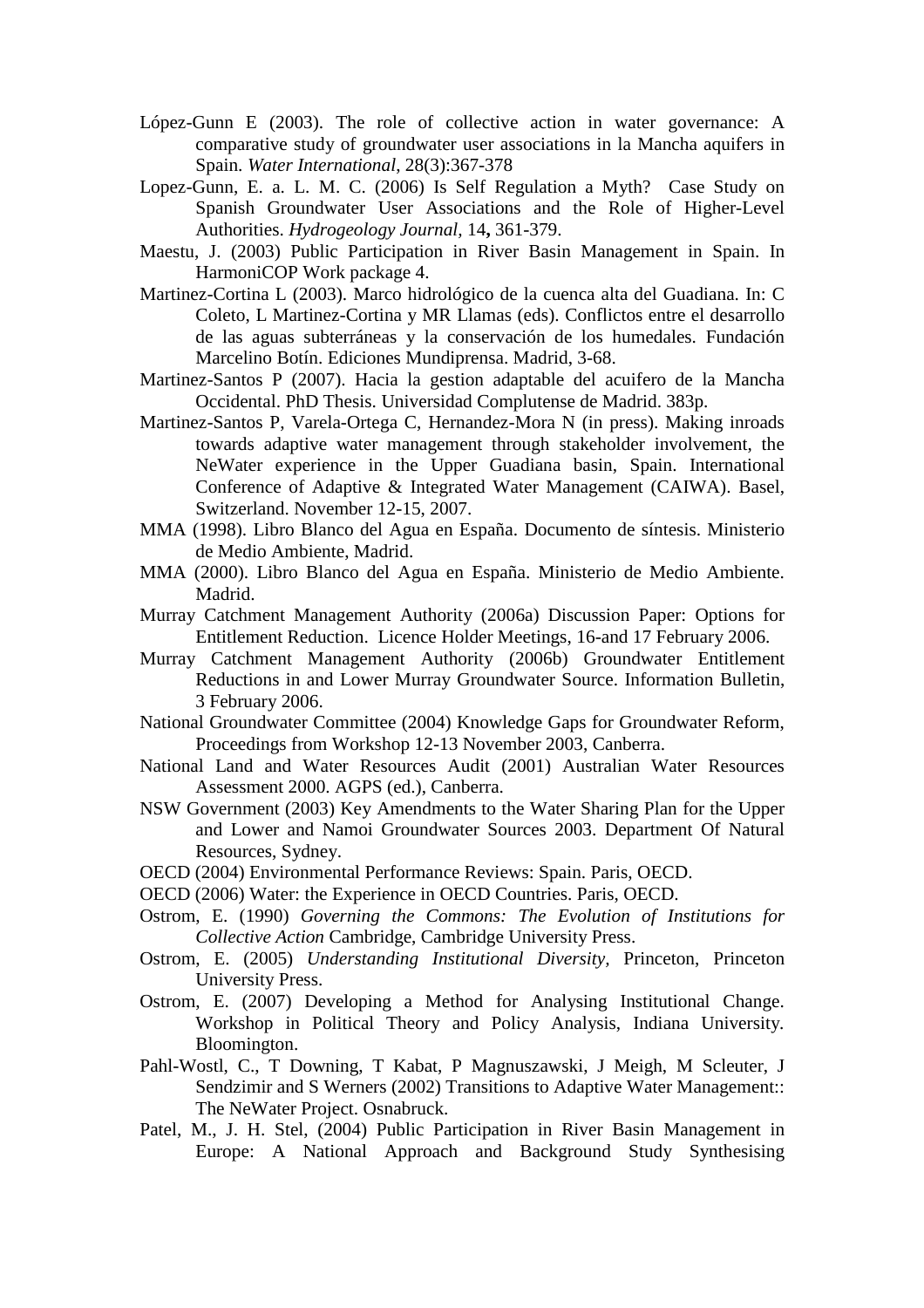López-Gunn E (2003). The role of collective action in water governance: A comparative study of groundwater user associations in la Mancha aquifers in Spain. *Water International*, 28(3):367-378

Lopez-Gunn, E. a. L. M. C. (2006) Is Self Regulation a Myth? Case Study on Spanish Groundwater User Associations and the Role of Higher-Level Authorities. *Hydrogeology Journal,* 14**,** 361-379.

Maestu, J. (2003) Public Participation in River Basin Management in Spain. In HarmoniCOP Work package 4.

Martinez-Cortina L (2003). Marco hidrológico de la cuenca alta del Guadiana. In: C Coleto, L Martinez-Cortina y MR Llamas (eds). Conflictos entre el desarrollo de las aguas subterráneas y la conservación de los humedales. Fundación Marcelino Botín. Ediciones Mundiprensa. Madrid, 3-68.

Martinez-Santos P (2007). Hacia la gestion adaptable del acuifero de la Mancha Occidental. PhD Thesis. Universidad Complutense de Madrid. 383p.

Martinez-Santos P, Varela-Ortega C, Hernandez-Mora N (in press). Making inroads towards adaptive water management through stakeholder involvement, the NeWater experience in the Upper Guadiana basin, Spain. International Conference of Adaptive & Integrated Water Management (CAIWA). Basel, Switzerland. November 12-15, 2007.

MMA (1998). Libro Blanco del Agua en España. Documento de síntesis. Ministerio de Medio Ambiente, Madrid.

MMA (2000). Libro Blanco del Agua en España. Ministerio de Medio Ambiente. Madrid.

Murray Catchment Management Authority (2006a) Discussion Paper: Options for Entitlement Reduction. Licence Holder Meetings, 16-and 17 February 2006.

Murray Catchment Management Authority (2006b) Groundwater Entitlement Reductions in and Lower Murray Groundwater Source. Information Bulletin, 3 February 2006.

National Groundwater Committee (2004) Knowledge Gaps for Groundwater Reform, Proceedings from Workshop 12-13 November 2003, Canberra.

National Land and Water Resources Audit (2001) Australian Water Resources Assessment 2000. AGPS (ed.), Canberra.

NSW Government (2003) Key Amendments to the Water Sharing Plan for the Upper and Lower and Namoi Groundwater Sources 2003. Department Of Natural Resources, Sydney.

OECD (2004) Environmental Performance Reviews: Spain. Paris, OECD.

OECD (2006) Water: the Experience in OECD Countries. Paris, OECD.

Ostrom, E. (1990) *Governing the Commons: The Evolution of Institutions for Collective Action* Cambridge, Cambridge University Press.

Ostrom, E. (2005) *Understanding Institutional Diversity,* Princeton, Princeton University Press.

Ostrom, E. (2007) Developing a Method for Analysing Institutional Change. Workshop in Political Theory and Policy Analysis, Indiana University. Bloomington.

Pahl-Wostl, C., T Downing, T Kabat, P Magnuszawski, J Meigh, M Scleuter, J Sendzimir and S Werners (2002) Transitions to Adaptive Water Management:: The NeWater Project. Osnabruck.

Patel, M., J. H. Stel, (2004) Public Participation in River Basin Management in Europe: A National Approach and Background Study Synthesising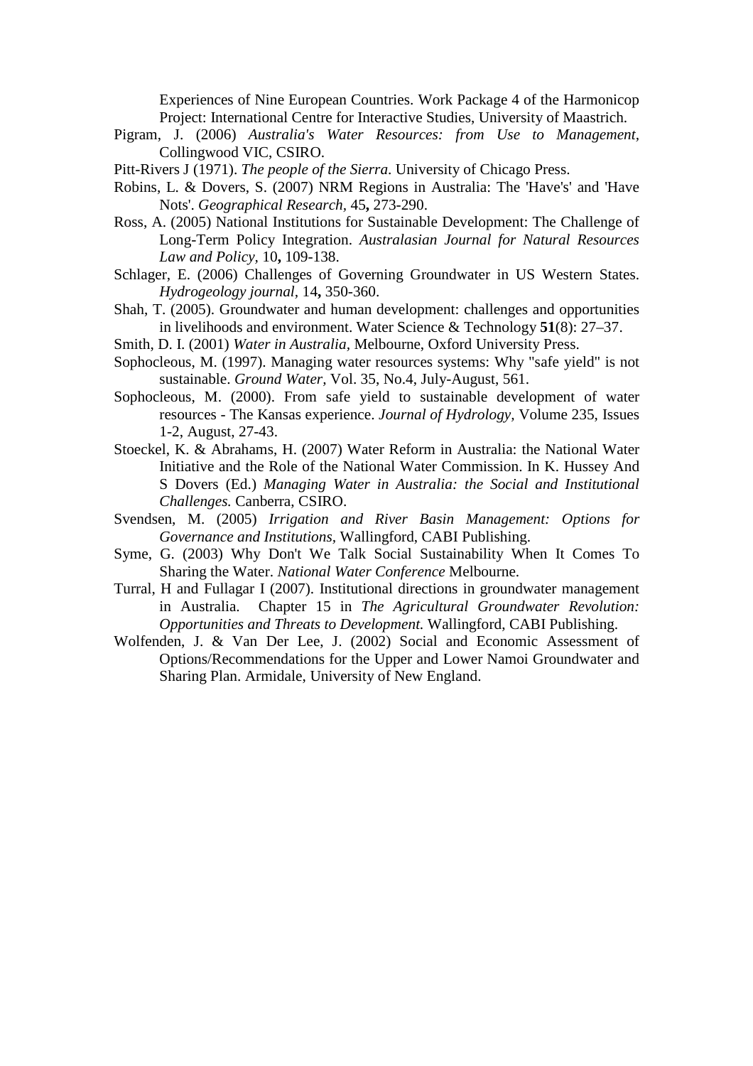Experiences of Nine European Countries. Work Package 4 of the Harmonicop Project: International Centre for Interactive Studies, University of Maastrich.

Pigram, J. (2006) *Australia's Water Resources: from Use to Management*, Collingwood VIC, CSIRO.

Pitt-Rivers J (1971). *The people of the Sierra*. University of Chicago Press.

Robins, L. & Dovers, S. (2007) NRM Regions in Australia: The 'Have's' and 'Have Nots'. *Geographical Research,* 45**,** 273-290.

Ross, A. (2005) National Institutions for Sustainable Development: The Challenge of Long-Term Policy Integration. *Australasian Journal for Natural Resources Law and Policy,* 10**,** 109-138.

Schlager, E. (2006) Challenges of Governing Groundwater in US Western States. *Hydrogeology journal,* 14**,** 350-360.

Shah, T. (2005). Groundwater and human development: challenges and opportunities in livelihoods and environment. Water Science & Technology **51**(8): 27–37.

Smith, D. I. (2001) *Water in Australia,* Melbourne, Oxford University Press.

Sophocleous, M. (1997). Managing water resources systems: Why "safe yield" is not sustainable. *Ground Water,* Vol. 35, No.4, July-August, 561.

Sophocleous, M. (2000). From safe yield to sustainable development of water resources - The Kansas experience. *Journal of Hydrology,* Volume 235, Issues 1-2, August, 27-43.

Stoeckel, K. & Abrahams, H. (2007) Water Reform in Australia: the National Water Initiative and the Role of the National Water Commission. In K. Hussey And S Dovers (Ed.) *Managing Water in Australia: the Social and Institutional Challenges.* Canberra, CSIRO.

Svendsen, M. (2005) *Irrigation and River Basin Management: Options for Governance and Institutions,* Wallingford, CABI Publishing.

Syme, G. (2003) Why Don't We Talk Social Sustainability When It Comes To Sharing the Water. *National Water Conference* Melbourne.

Turral, H and Fullagar I (2007). Institutional directions in groundwater management in Australia. Chapter 15 in *The Agricultural Groundwater Revolution: Opportunities and Threats to Development.* Wallingford, CABI Publishing.

Wolfenden, J. & Van Der Lee, J. (2002) Social and Economic Assessment of Options/Recommendations for the Upper and Lower Namoi Groundwater and Sharing Plan. Armidale, University of New England.